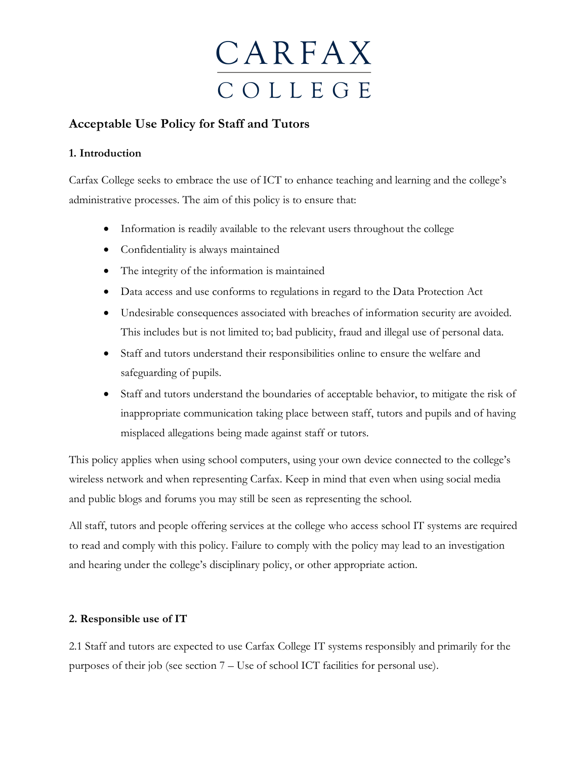# CARFAX COLLEGE

## Acceptable Use Policy for Staff and Tutors

### 1. Introduction

Carfax College seeks to embrace the use of ICT to enhance teaching and learning and the college's administrative processes. The aim of this policy is to ensure that:

- Information is readily available to the relevant users throughout the college
- Confidentiality is always maintained
- The integrity of the information is maintained
- Data access and use conforms to regulations in regard to the Data Protection Act
- Undesirable consequences associated with breaches of information security are avoided. This includes but is not limited to; bad publicity, fraud and illegal use of personal data.
- Staff and tutors understand their responsibilities online to ensure the welfare and safeguarding of pupils.
- Staff and tutors understand the boundaries of acceptable behavior, to mitigate the risk of inappropriate communication taking place between staff, tutors and pupils and of having misplaced allegations being made against staff or tutors.

This policy applies when using school computers, using your own device connected to the college's wireless network and when representing Carfax. Keep in mind that even when using social media and public blogs and forums you may still be seen as representing the school.

All staff, tutors and people offering services at the college who access school IT systems are required to read and comply with this policy. Failure to comply with the policy may lead to an investigation and hearing under the college's disciplinary policy, or other appropriate action.

### 2. Responsible use of IT

2.1 Staff and tutors are expected to use Carfax College IT systems responsibly and primarily for the purposes of their job (see section 7 – Use of school ICT facilities for personal use).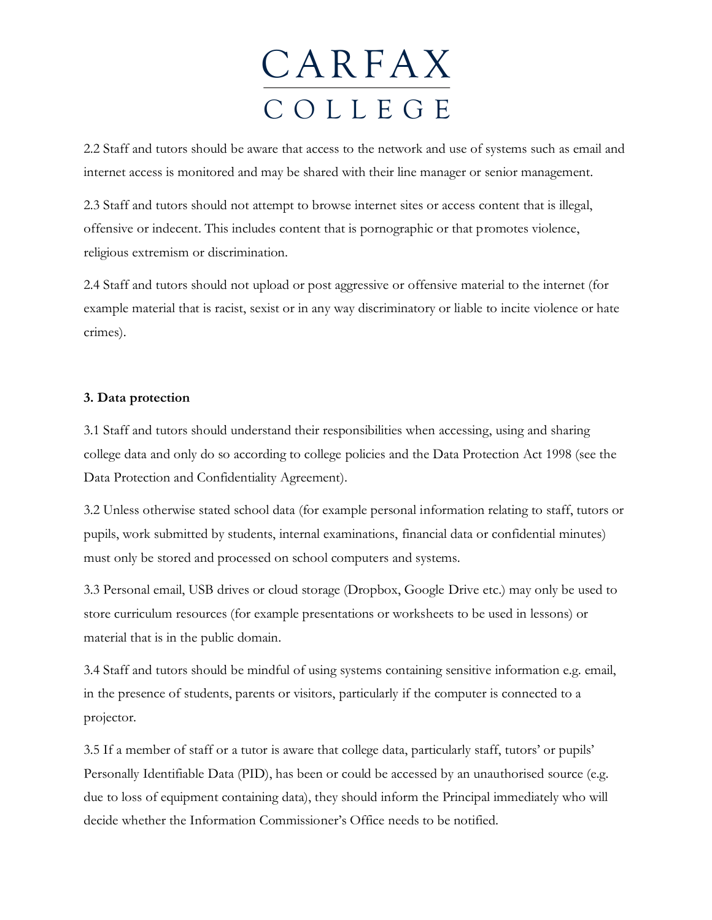2.2 Staff and tutors should be aware that access to the network and use of systems such as email and internet access is monitored and may be shared with their line manager or senior management.

2.3 Staff and tutors should not attempt to browse internet sites or access content that is illegal, offensive or indecent. This includes content that is pornographic or that promotes violence, religious extremism or discrimination.

2.4 Staff and tutors should not upload or post aggressive or offensive material to the internet (for example material that is racist, sexist or in any way discriminatory or liable to incite violence or hate crimes).

**3. Data protection**

3.1 Staff and tutors should understand their responsibilities when accessing, using and sharing college data and only do so according to college policies and the Data Protection Act 1998 (see the Data Protection and Confidentiality Agreement).

3.2 Unless otherwise stated school data (for example personal information relating to staff, tutors or pupils, work submitted by students, internal examinations, financial data or confidential minutes) must only be stored and processed on school computers and systems.

3.3 Personal email, USB drives or cloud storage (Dropbox, Google Drive etc.) may only be used to store curriculum resources (for example presentations or worksheets to be used in lessons) or material that is in the public domain.

3.4 Staff and tutors should be mindful of using systems containing sensitive information e.g. email, in the presence of students, parents or visitors, particularly if the computer is connected to a projector.

3.5 If a member of staff or a tutor is aware that college data, particularly staff, tutors' or pupils' Personally Identifiable Data (PID), has been or could be accessed by an unauthorised source (e.g. due to loss of equipment containing data), they should inform the Principal immediately who will decide whether the Information Commissioner's Office needs to be notified.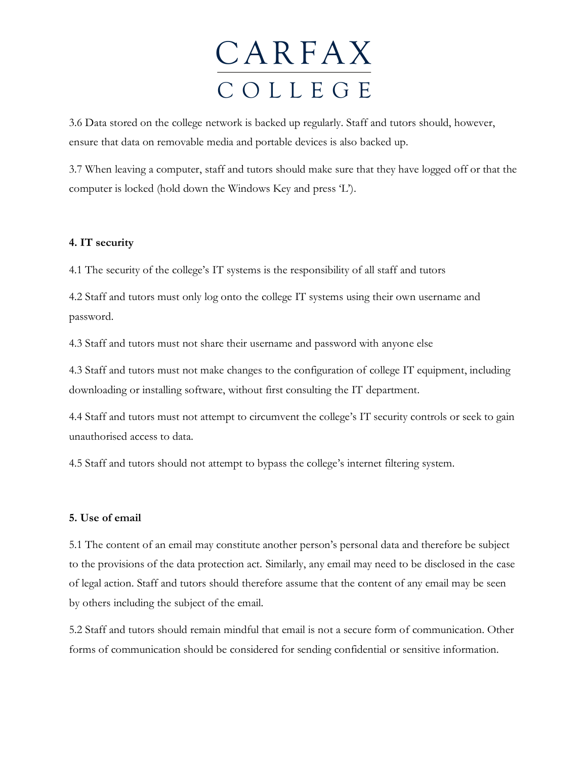3.6 Data stored on the college network is backed up regularly. Staff and tutors should, however, ensure that data on removable media and portable devices is also backed up.

3.7 When leaving a computer, staff and tutors should make sure that they have logged off or that the computer is locked (hold down the Windows Key and press 'L').

**4. IT security**

4.1 The security of the college's IT systems is the responsibility of all staff and tutors

4.2 Staff and tutors must only log onto the college IT systems using their own username and password.

4.3 Staff and tutors must not share their username and password with anyone else

4.3 Staff and tutors must not make changes to the configuration of college IT equipment, including downloading or installing software, without first consulting the IT department.

4.4 Staff and tutors must not attempt to circumvent the college's IT security controls or seek to gain unauthorised access to data.

4.5 Staff and tutors should not attempt to bypass the college's internet filtering system.

**5. Use of email**

5.1 The content of an email may constitute another person's personal data and therefore be subject to the provisions of the data protection act. Similarly, any email may need to be disclosed in the case of legal action. Staff and tutors should therefore assume that the content of any email may be seen by others including the subject of the email.

5.2 Staff and tutors should remain mindful that email is not a secure form of communication. Other forms of communication should be considered for sending confidential or sensitive information.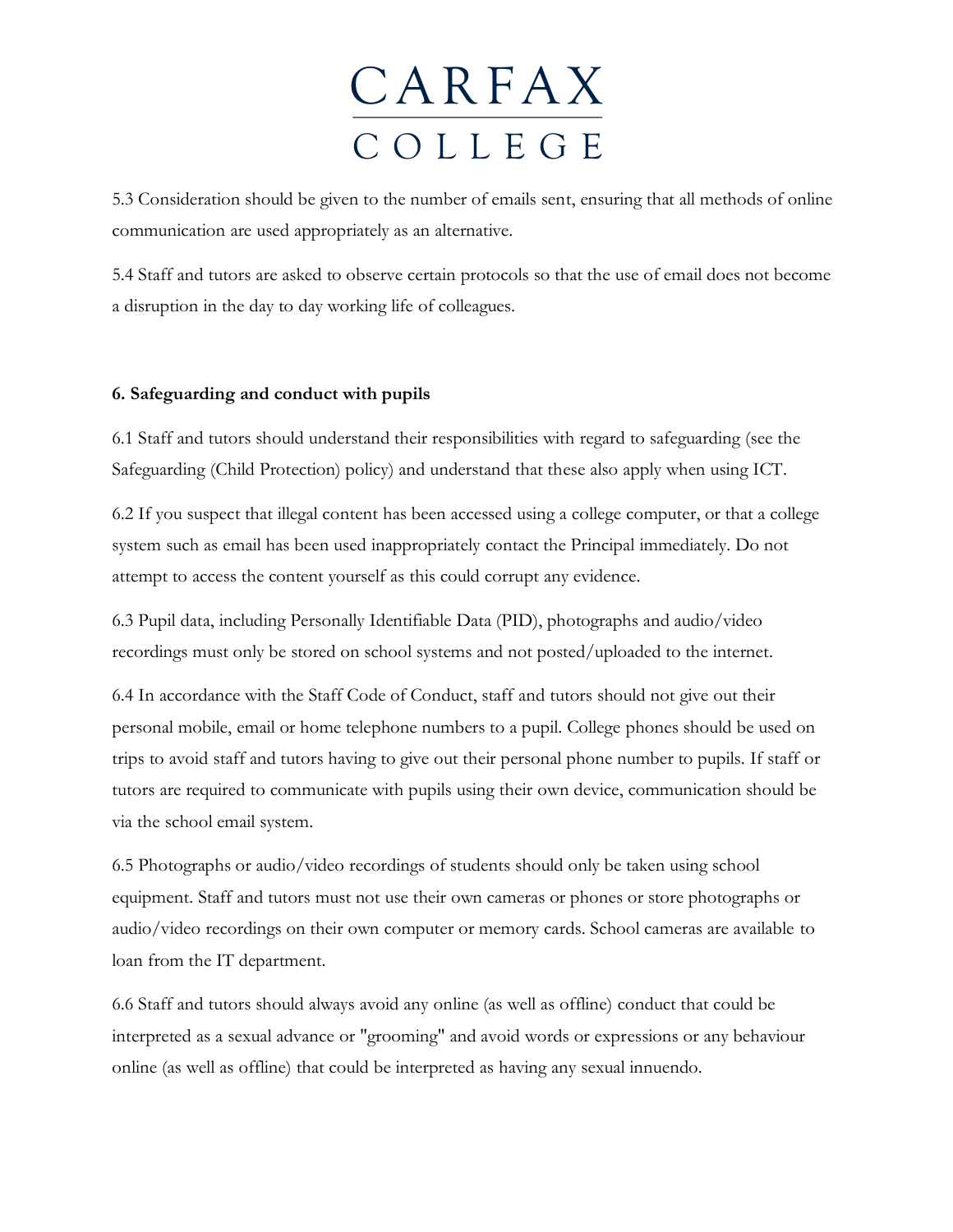5.3 Consideration should be given to the number of emails sent, ensuring that all methods of online communication are used appropriately as an alternative.

5.4 Staff and tutors are asked to observe certain protocols so that the use of email does not become a disruption in the day to day working life of colleagues.

**6. Safeguarding and conduct with pupils**

6.1 Staff and tutors should understand their responsibilities with regard to safeguarding (see the Safeguarding (Child Protection) policy) and understand that these also apply when using ICT.

6.2 If you suspect that illegal content has been accessed using a college computer, or that a college system such as email has been used inappropriately contact the Principal immediately. Do not attempt to access the content yourself as this could corrupt any evidence.

6.3 Pupil data, including Personally Identifiable Data (PID), photographs and audio/video recordings must only be stored on school systems and not posted/uploaded to the internet.

6.4 In accordance with the Staff Code of Conduct, staff and tutors should not give out their personal mobile, email or home telephone numbers to a pupil. College phones should be used on trips to avoid staff and tutors having to give out their personal phone number to pupils. If staff or tutors are required to communicate with pupils using their own device, communication should be via the school email system.

6.5 Photographs or audio/video recordings of students should only be taken using school equipment. Staff and tutors must not use their own cameras or phones or store photographs or audio/video recordings on their own computer or memory cards. School cameras are available to loan from the IT department.

6.6 Staff and tutors should always avoid any online (as well as offline) conduct that could be interpreted as a sexual advance or "grooming" and avoid words or expressions or any behaviour online (as well as offline) that could be interpreted as having any sexual innuendo.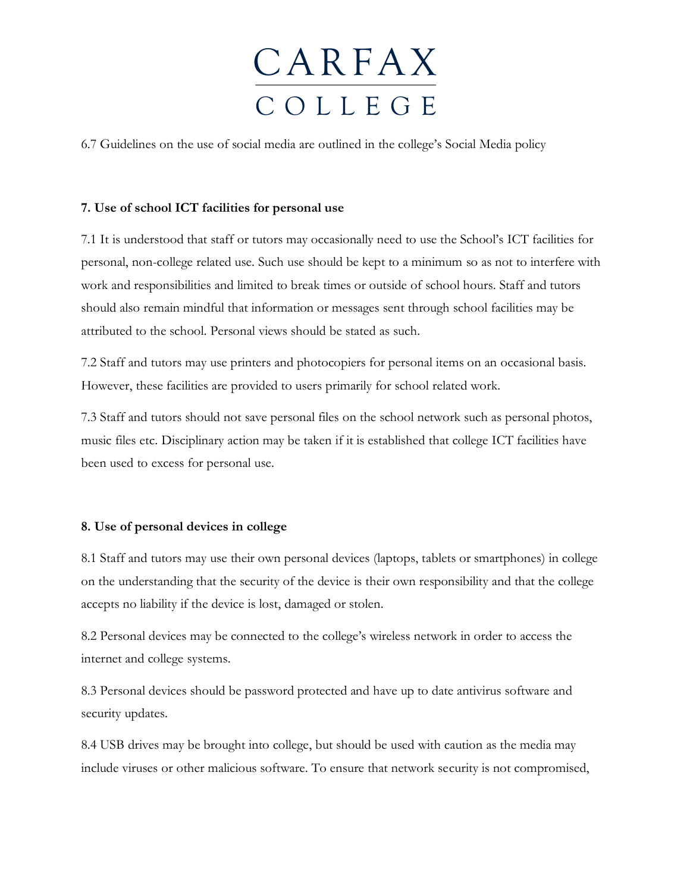6.7 Guidelines on the use of social media are outlined in the college's Social Media policy

**7. Use of school ICT facilities for personal use**

7.1 It is understood that staff or tutors may occasionally need to use the School's ICT facilities for personal, non-college related use. Such use should be kept to a minimum so as not to interfere with work and responsibilities and limited to break times or outside of school hours. Staff and tutors should also remain mindful that information or messages sent through school facilities may be attributed to the school. Personal views should be stated as such.

7.2 Staff and tutors may use printers and photocopiers for personal items on an occasional basis. However, these facilities are provided to users primarily for school related work.

7.3 Staff and tutors should not save personal files on the school network such as personal photos, music files etc. Disciplinary action may be taken if it is established that college ICT facilities have been used to excess for personal use.

**8. Use of personal devices in college**

8.1 Staff and tutors may use their own personal devices (laptops, tablets or smartphones) in college on the understanding that the security of the device is their own responsibility and that the college accepts no liability if the device is lost, damaged or stolen.

8.2 Personal devices may be connected to the college's wireless network in order to access the internet and college systems.

8.3 Personal devices should be password protected and have up to date antivirus software and security updates.

8.4 USB drives may be brought into college, but should be used with caution as the media may include viruses or other malicious software. To ensure that network security is not compromised,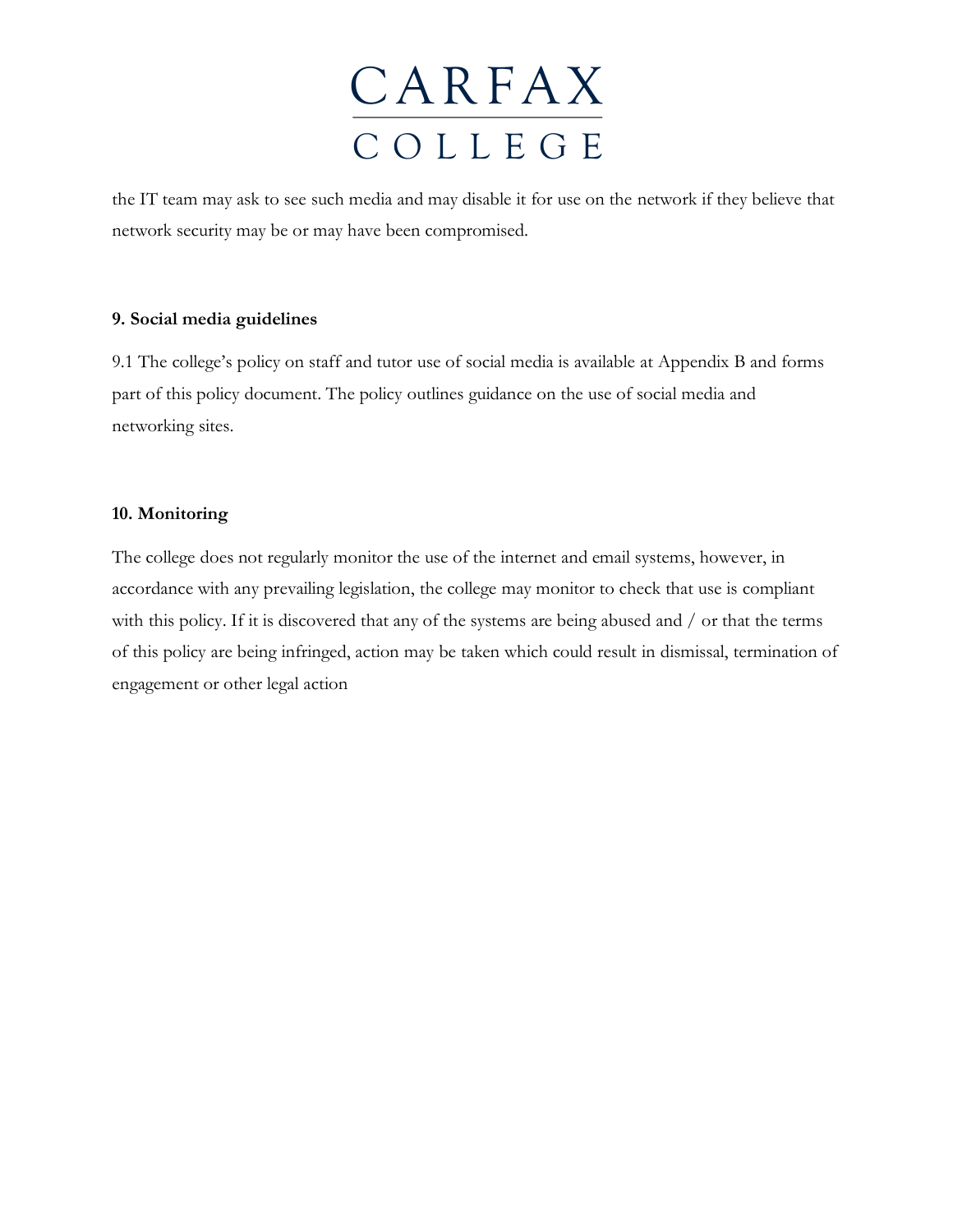the IT team may ask to see such media and may disable it for use on the network if they believe that network security may be or may have been compromised.

**9. Social media guidelines**

9.1 The college's policy on staff and tutor use of social media is available at Appendix B and forms part of this policy document. The policy outlines guidance on the use of social media and networking sites.

**10. Monitoring**

The college does not regularly monitor the use of the internet and email systems, however, in accordance with any prevailing legislation, the college may monitor to check that use is compliant with this policy. If it is discovered that any of the systems are being abused and / or that the terms of this policy are being infringed, action may be taken which could result in dismissal, termination of engagement or other legal action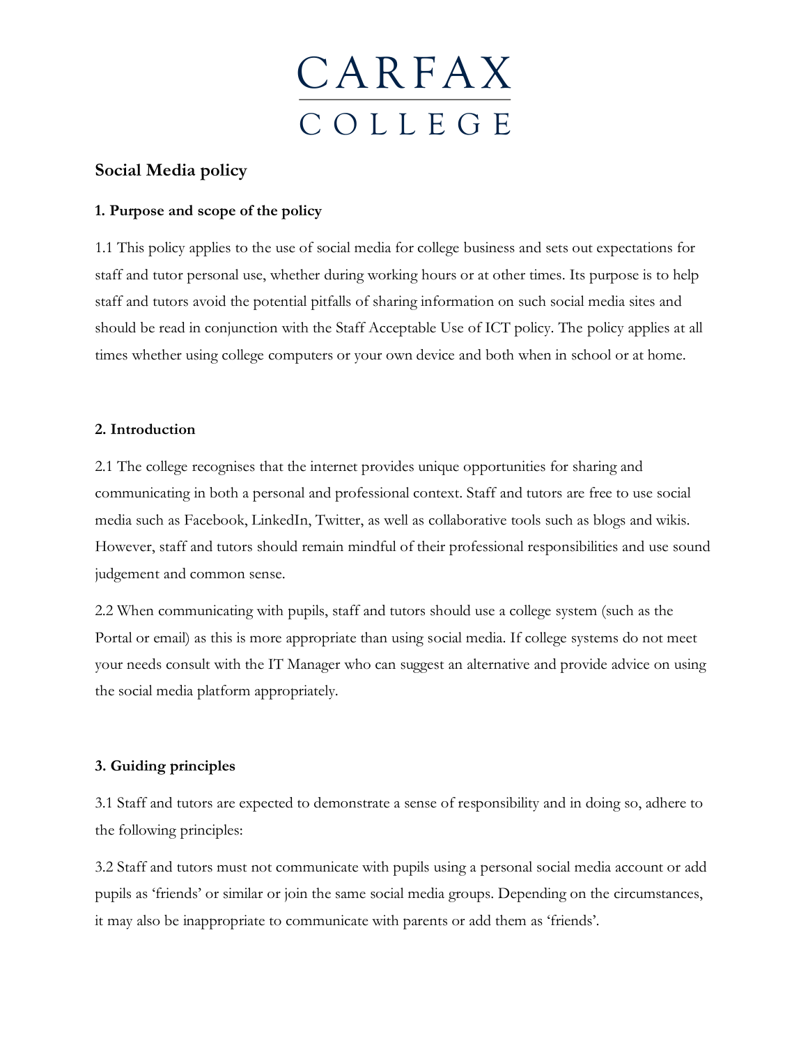CARFAX

COLLEGE

## Social Media policy

### 1. Purpose and scope of the policy

1.1 This policy applies to the use of social media for college business and sets out expectations for staff and tutor personal use, whether during working hours or at other times. Its purpose is to help staff and tutors avoid the potential pitfalls of sharing information on such social media sites and should be read in conjunction with the Staff Acceptable Use of ICT policy. The policy applies at all times whether using college computers or your own device and both when in school or at home.

### 2. Introduction

2.1 The college recognises that the internet provides unique opportunities for sharing and communicating in both a personal and professional context. Staff and tutors are free to use social media such as Facebook, LinkedIn, Twitter, as well as collaborative tools such as blogs and wikis. However, staff and tutors should remain mindful of their professional responsibilities and use sound judgement and common sense.

2.2 When communicating with pupils, staff and tutors should use a college system (such as the Portal or email) as this is more appropriate than using social media. If college systems do not meet your needs consult with the IT Manager who can suggest an alternative and provide advice on using the social media platform appropriately.

### 3. Guiding principles

3.1 Staff and tutors are expected to demonstrate a sense of responsibility and in doing so, adhere to the following principles:

3.2 Staff and tutors must not communicate with pupils using a personal social media account or add pupils as 'friends' or similar or join the same social media groups. Depending on the circumstances, it may also be inappropriate to communicate with parents or add them as 'friends'.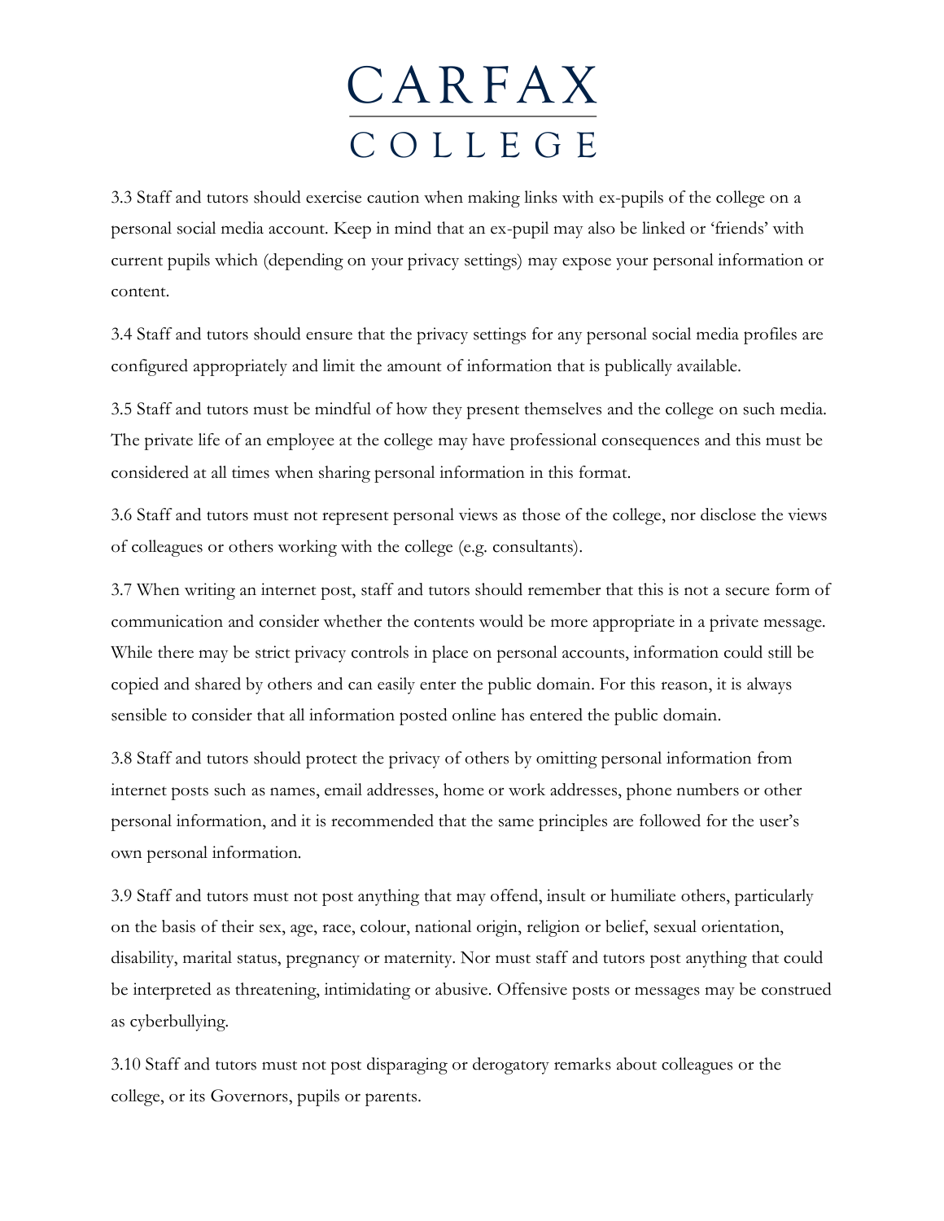3.3 Staff and tutors should exercise caution when making links with ex-pupils of the college on a personal social media account. Keep in mind that an ex-pupil may also be linked or 'friends' with current pupils which (depending on your privacy settings) may expose your personal information or content.

3.4 Staff and tutors should ensure that the privacy settings for any personal social media profiles are configured appropriately and limit the amount of information that is publically available.

3.5 Staff and tutors must be mindful of how they present themselves and the college on such media. The private life of an employee at the college may have professional consequences and this must be considered at all times when sharing personal information in this format.

3.6 Staff and tutors must not represent personal views as those of the college, nor disclose the views of colleagues or others working with the college (e.g. consultants).

3.7 When writing an internet post, staff and tutors should remember that this is not a secure form of communication and consider whether the contents would be more appropriate in a private message. While there may be strict privacy controls in place on personal accounts, information could still be copied and shared by others and can easily enter the public domain. For this reason, it is always sensible to consider that all information posted online has entered the public domain.

3.8 Staff and tutors should protect the privacy of others by omitting personal information from internet posts such as names, email addresses, home or work addresses, phone numbers or other personal information, and it is recommended that the same principles are followed for the user's own personal information.

3.9 Staff and tutors must not post anything that may offend, insult or humiliate others, particularly on the basis of their sex, age, race, colour, national origin, religion or belief, sexual orientation, disability, marital status, pregnancy or maternity. Nor must staff and tutors post anything that could be interpreted as threatening, intimidating or abusive. Offensive posts or messages may be construed as cyberbullying.

3.10 Staff and tutors must not post disparaging or derogatory remarks about colleagues or the college, or its Governors, pupils or parents.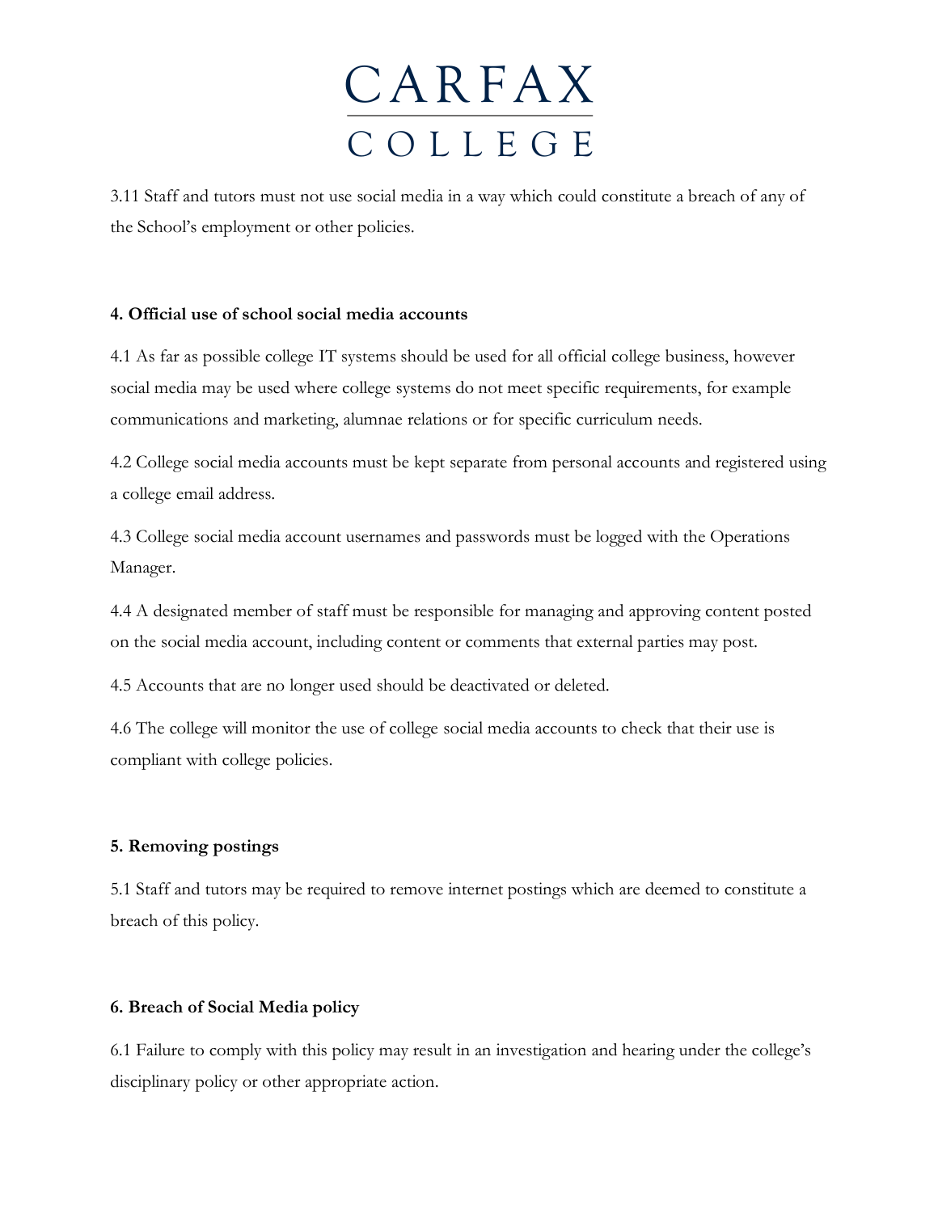3.11 Staff and tutors must not use social media in a way which could constitute a breach of any of the School's employment or other policies.

**4. Official use of school social media accounts**

4.1 As far as possible college IT systems should be used for all official college business, however social media may be used where college systems do not meet specific requirements, for example communications and marketing, alumnae relations or for specific curriculum needs.

4.2 College social media accounts must be kept separate from personal accounts and registered using a college email address.

4.3 College social media account usernames and passwords must be logged with the Operations Manager.

4.4 A designated member of staff must be responsible for managing and approving content posted on the social media account, including content or comments that external parties may post.

4.5 Accounts that are no longer used should be deactivated or deleted.

4.6 The college will monitor the use of college social media accounts to check that their use is compliant with college policies.

**5. Removing postings**

5.1 Staff and tutors may be required to remove internet postings which are deemed to constitute a breach of this policy.

**6. Breach of Social Media policy**

6.1 Failure to comply with this policy may result in an investigation and hearing under the college's disciplinary policy or other appropriate action.